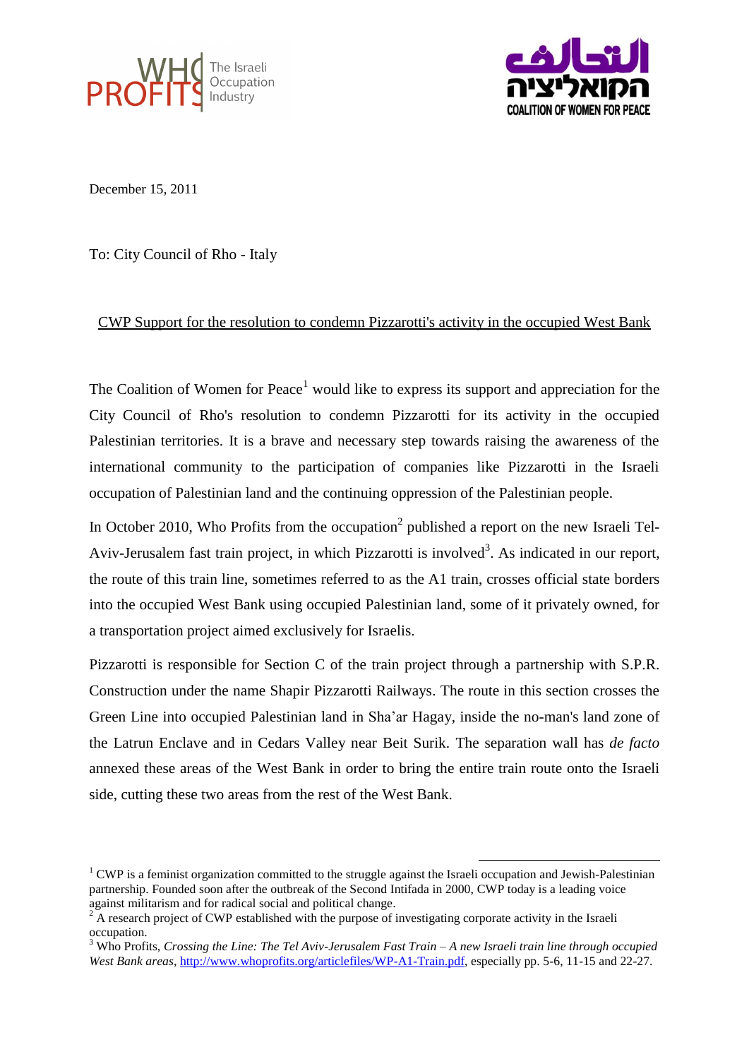December 15, 2011

To: City Council of Rho - Italy

CWP Support for the resolution to condemn Pizzarotti's activity in the occupied West Bank

The Coalition of Women for Peace[1] would like to express its support and appreciation for the City Council of Rho's resolution to condemn Pizzarotti for its activity in the occupied Palestinian territories. It is a brave and necessary step towards raising the awareness of the international community to the participation of companies like Pizzarotti in the Israeli occupation of Palestinian land and the continuing oppression of the Palestinian people.

In October 2010, Who Profits from the occupation[2] published a report on the new Israeli Tel-Aviv-Jerusalem fast train project, in which Pizzarotti is involved[3]. As indicated in our report, the route of this train line, sometimes referred to as the A1 train, crosses official state borders into the occupied West Bank using occupied Palestinian land, some of it privately owned, for a transportation project aimed exclusively for Israelis.

Pizzarotti is responsible for Section C of the train project through a partnership with S.P.R. Construction under the name Shapir Pizzarotti Railways. The route in this section crosses the Green Line into occupied Palestinian land in Sha'ar Hagay, inside the no-man's land zone of the Latrun Enclave and in Cedars Valley near Beit Surik. The separation wall has *de facto* annexed these areas of the West Bank in order to bring the entire train route onto the Israeli side, cutting these two areas from the rest of the West Bank.

---

[1] CWP is a feminist organization committed to the struggle against the Israeli occupation and Jewish-Palestinian partnership. Founded soon after the outbreak of the Second Intifada in 2000, CWP today is a leading voice against militarism and for radical social and political change.

[2] A research project of CWP established with the purpose of investigating corporate activity in the Israeli occupation.

[3] Who Profits, *Crossing the Line: The Tel Aviv-Jerusalem Fast Train – A new Israeli train line through occupied West Bank areas*, http://www.whoprofits.org/articlefiles/WP-A1-Train.pdf, especially pp. 5-6, 11-15 and 22-27.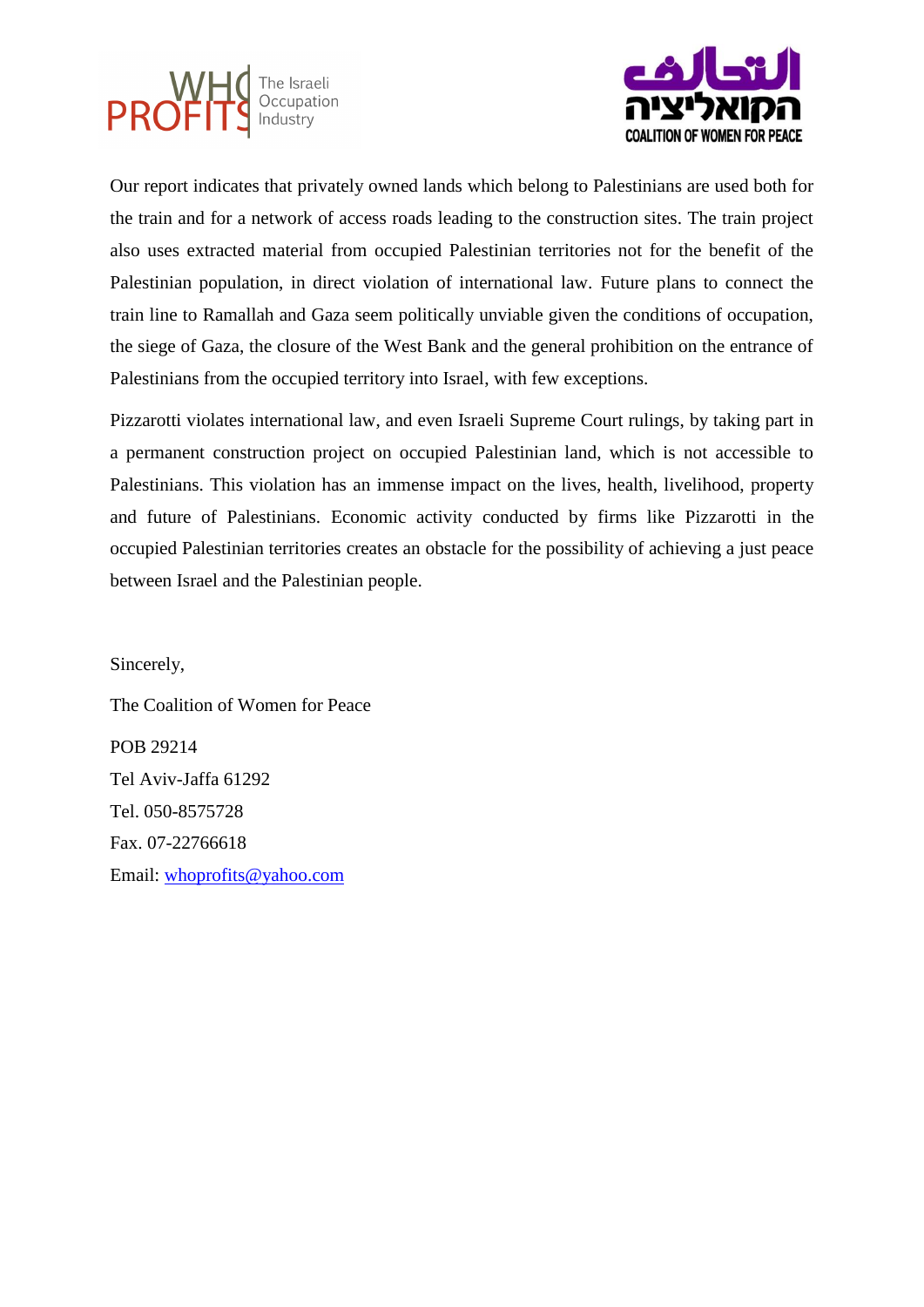Our report indicates that privately owned lands which belong to Palestinians are used both for the train and for a network of access roads leading to the construction sites. The train project also uses extracted material from occupied Palestinian territories not for the benefit of the Palestinian population, in direct violation of international law. Future plans to connect the train line to Ramallah and Gaza seem politically unviable given the conditions of occupation, the siege of Gaza, the closure of the West Bank and the general prohibition on the entrance of Palestinians from the occupied territory into Israel, with few exceptions.

Pizzarotti violates international law, and even Israeli Supreme Court rulings, by taking part in a permanent construction project on occupied Palestinian land, which is not accessible to Palestinians. This violation has an immense impact on the lives, health, livelihood, property and future of Palestinians. Economic activity conducted by firms like Pizzarotti in the occupied Palestinian territories creates an obstacle for the possibility of achieving a just peace between Israel and the Palestinian people.

Sincerely,

The Coalition of Women for Peace

POB 29214  
Tel Aviv-Jaffa 61292  
Tel. 050-8575728  
Fax. 07-22766618  
Email: whoprofits@yahoo.com